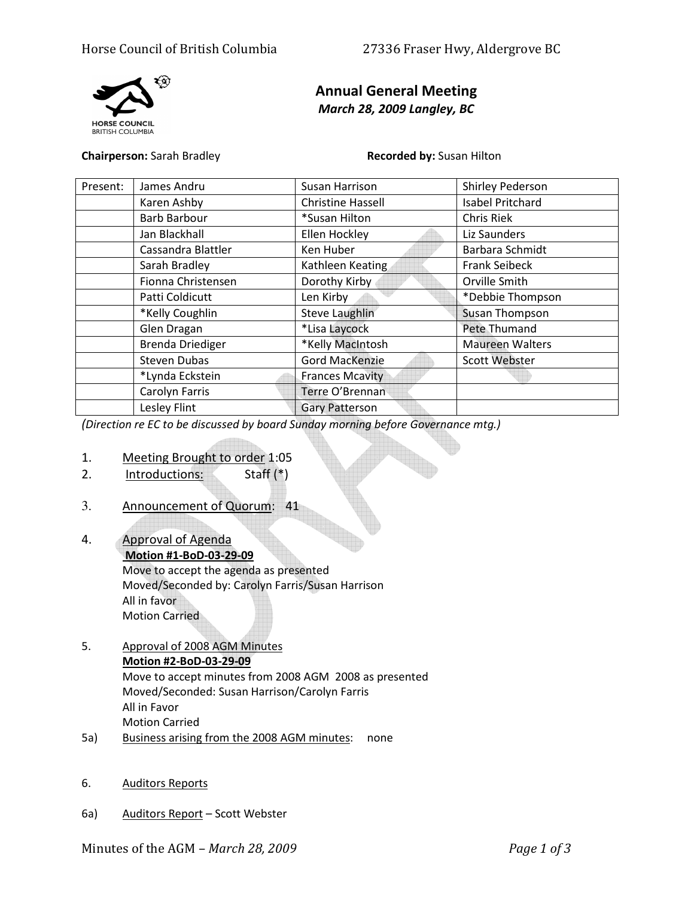## Annual General Meeting

*March 28, 2009 Langley, BC*

**Chairperson:** Sarah Bradley **Recorded by:** Susan Hilton

| Present: | James Andru | Susan Harrison | Shirley Pederson |
|---|---|---|---|
| | Karen Ashby | Christine Hassell | Isabel Pritchard |
| | Barb Barbour | *Susan Hilton | Chris Riek |
| | Jan Blackhall | Ellen Hockley | Liz Saunders |
| | Cassandra Blattler | Ken Huber | Barbara Schmidt |
| | Sarah Bradley | Kathleen Keating | Frank Seibeck |
| | Fionna Christensen | Dorothy Kirby | Orville Smith |
| | Patti Coldicutt | Len Kirby | *Debbie Thompson |
| | *Kelly Coughlin | Steve Laughlin | Susan Thompson |
| | Glen Dragan | *Lisa Laycock | Pete Thumand |
| | Brenda Driediger | *Kelly MacIntosh | Maureen Walters |
| | Steven Dubas | Gord MacKenzie | Scott Webster |
| | *Lynda Eckstein | Frances Mcavity | |
| | Carolyn Farris | Terre O'Brennan | |
| | Lesley Flint | Gary Patterson | |

*(Direction re EC to be discussed by board Sunday morning before Governance mtg.)*

1. Meeting Brought to order 1:05
2. Introductions: Staff (*)
3. Announcement of Quorum: 41
4. Approval of Agenda
   **Motion #1-BoD-03-29-09**
   Move to accept the agenda as presented
   Moved/Seconded by: Carolyn Farris/Susan Harrison
   All in favor
   Motion Carried
5. Approval of 2008 AGM Minutes
   **Motion #2-BoD-03-29-09**
   Move to accept minutes from 2008 AGM 2008 as presented
   Moved/Seconded: Susan Harrison/Carolyn Farris
   All in Favor
   Motion Carried

5a) Business arising from the 2008 AGM minutes: none

6. Auditors Reports

6a) Auditors Report – Scott Webster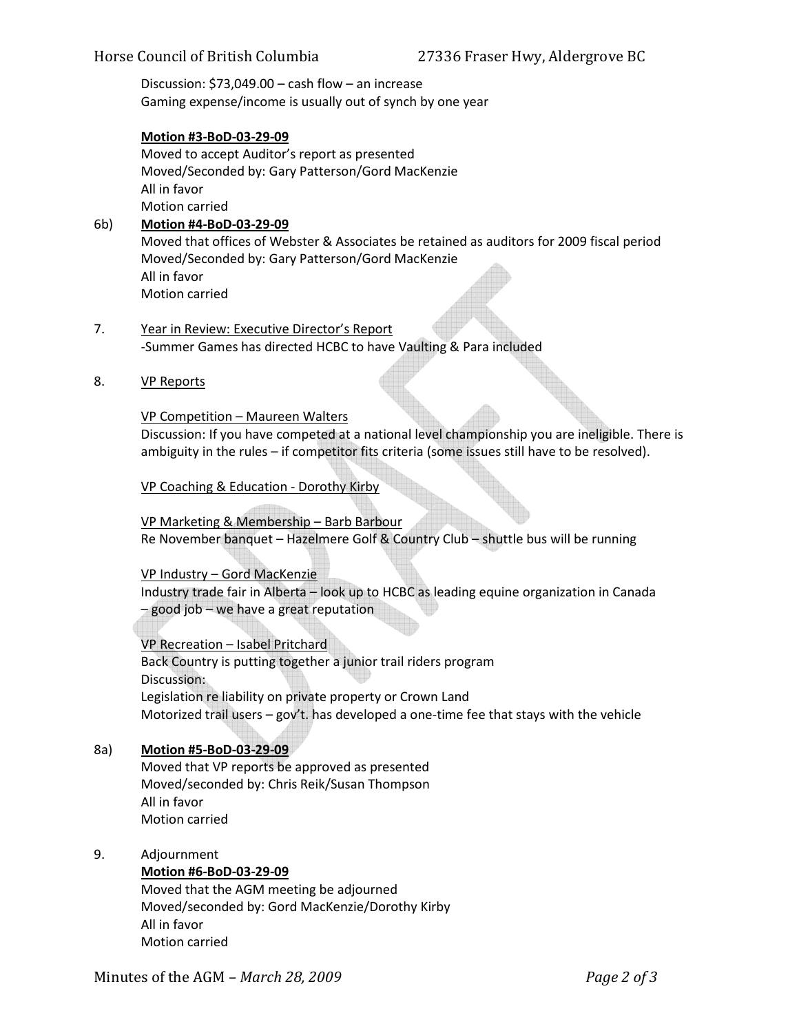Discussion: $73,049.00 – cash flow – an increase
Gaming expense/income is usually out of synch by one year

**Motion #3-BoD-03-29-09**
Moved to accept Auditor's report as presented
Moved/Seconded by: Gary Patterson/Gord MacKenzie
All in favor
Motion carried

6b) **Motion #4-BoD-03-29-09**
Moved that offices of Webster & Associates be retained as auditors for 2009 fiscal period
Moved/Seconded by: Gary Patterson/Gord MacKenzie
All in favor
Motion carried

7. Year in Review: Executive Director's Report
-Summer Games has directed HCBC to have Vaulting & Para included

8. VP Reports

VP Competition – Maureen Walters
Discussion: If you have competed at a national level championship you are ineligible. There is ambiguity in the rules – if competitor fits criteria (some issues still have to be resolved).

VP Coaching & Education - Dorothy Kirby

VP Marketing & Membership – Barb Barbour
Re November banquet – Hazelmere Golf & Country Club – shuttle bus will be running

VP Industry – Gord MacKenzie
Industry trade fair in Alberta – look up to HCBC as leading equine organization in Canada – good job – we have a great reputation

VP Recreation – Isabel Pritchard
Back Country is putting together a junior trail riders program
Discussion:
Legislation re liability on private property or Crown Land
Motorized trail users – gov't. has developed a one-time fee that stays with the vehicle

8a) **Motion #5-BoD-03-29-09**
Moved that VP reports be approved as presented
Moved/seconded by: Chris Reik/Susan Thompson
All in favor
Motion carried

9. Adjournment
**Motion #6-BoD-03-29-09**
Moved that the AGM meeting be adjourned
Moved/seconded by: Gord MacKenzie/Dorothy Kirby
All in favor
Motion carried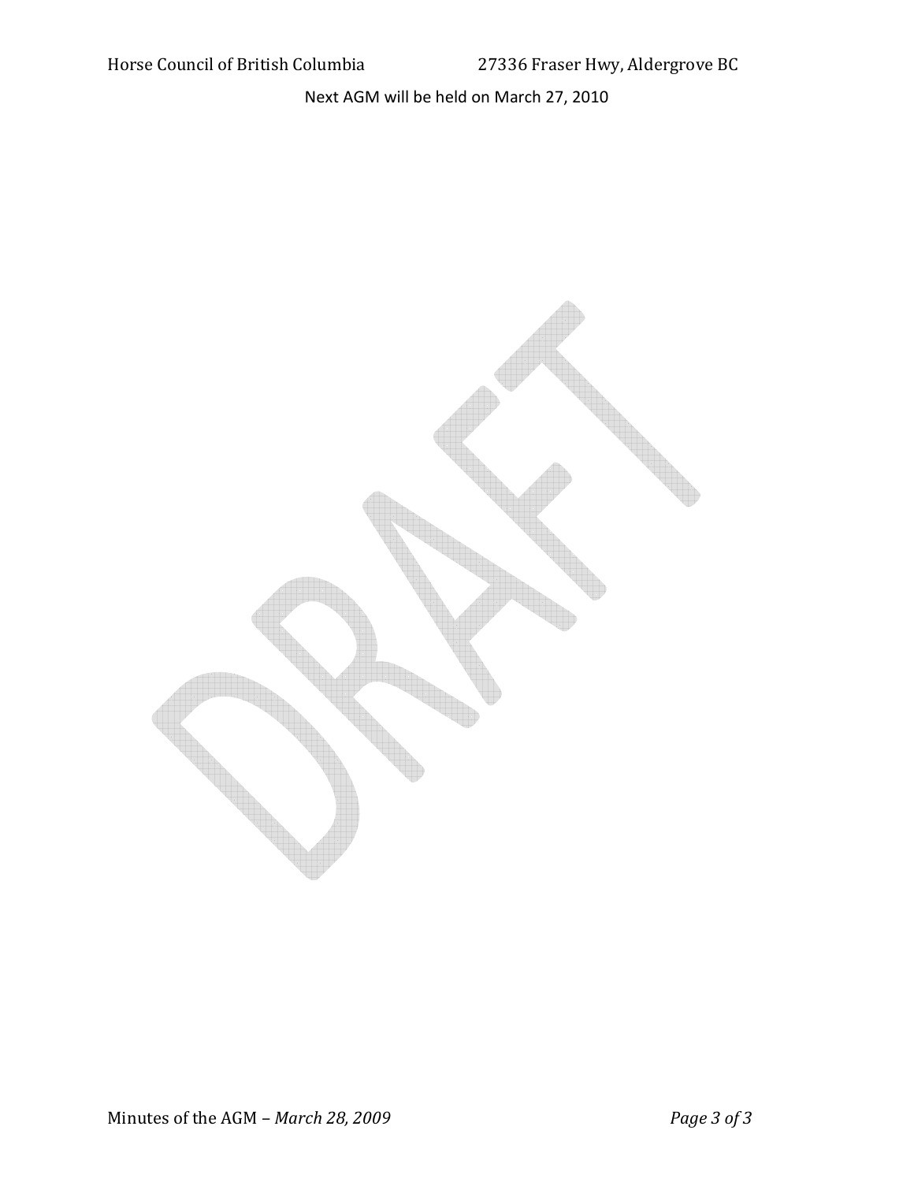Next AGM will be held on March 27, 2010